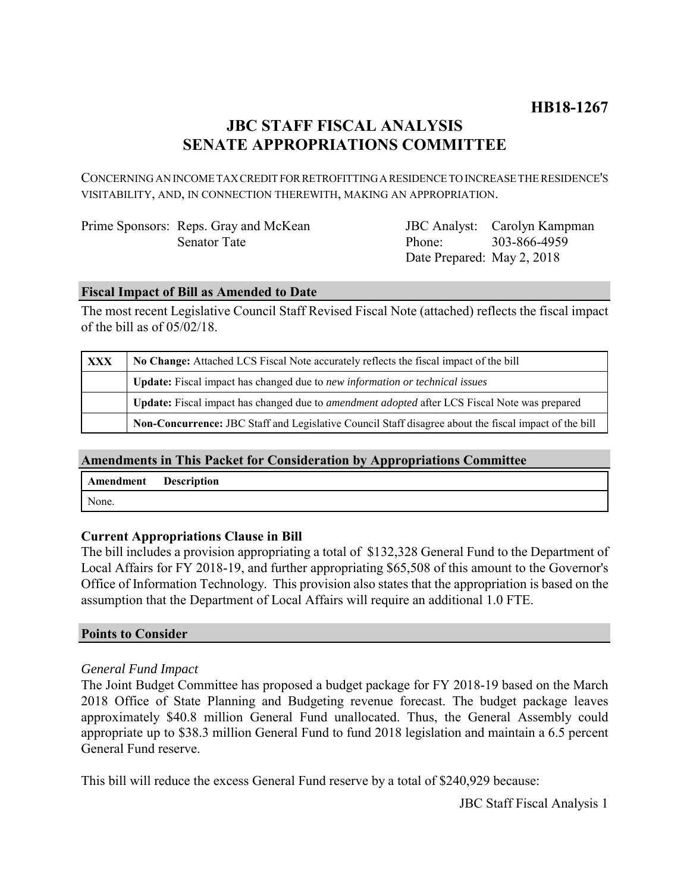# HB18-1267

## JBC STAFF FISCAL ANALYSIS
## SENATE APPROPRIATIONS COMMITTEE

CONCERNING AN INCOME TAX CREDIT FOR RETROFITTING A RESIDENCE TO INCREASE THE RESIDENCE'S VISITABILITY, AND, IN CONNECTION THEREWITH, MAKING AN APPROPRIATION.

| | | | |
|---|---|---|---|
| Prime Sponsors: | Reps. Gray and McKean | JBC Analyst: | Carolyn Kampman |
| | Senator Tate | Phone: | 303-866-4959 |
| | | Date Prepared: | May 2, 2018 |

### Fiscal Impact of Bill as Amended to Date

The most recent Legislative Council Staff Revised Fiscal Note (attached) reflects the fiscal impact of the bill as of 05/02/18.

| | |
|---|---|
| XXX | **No Change:** Attached LCS Fiscal Note accurately reflects the fiscal impact of the bill |
| | **Update:** Fiscal impact has changed due to *new information or technical issues* |
| | **Update:** Fiscal impact has changed due to *amendment adopted* after LCS Fiscal Note was prepared |
| | **Non-Concurrence:** JBC Staff and Legislative Council Staff disagree about the fiscal impact of the bill |

### Amendments in This Packet for Consideration by Appropriations Committee

| Amendment | Description |
|---|---|
| None. | |

### Current Appropriations Clause in Bill

The bill includes a provision appropriating a total of $132,328 General Fund to the Department of Local Affairs for FY 2018-19, and further appropriating $65,508 of this amount to the Governor's Office of Information Technology. This provision also states that the appropriation is based on the assumption that the Department of Local Affairs will require an additional 1.0 FTE.

### Points to Consider

*General Fund Impact*

The Joint Budget Committee has proposed a budget package for FY 2018-19 based on the March 2018 Office of State Planning and Budgeting revenue forecast. The budget package leaves approximately $40.8 million General Fund unallocated. Thus, the General Assembly could appropriate up to $38.3 million General Fund to fund 2018 legislation and maintain a 6.5 percent General Fund reserve.

This bill will reduce the excess General Fund reserve by a total of $240,929 because: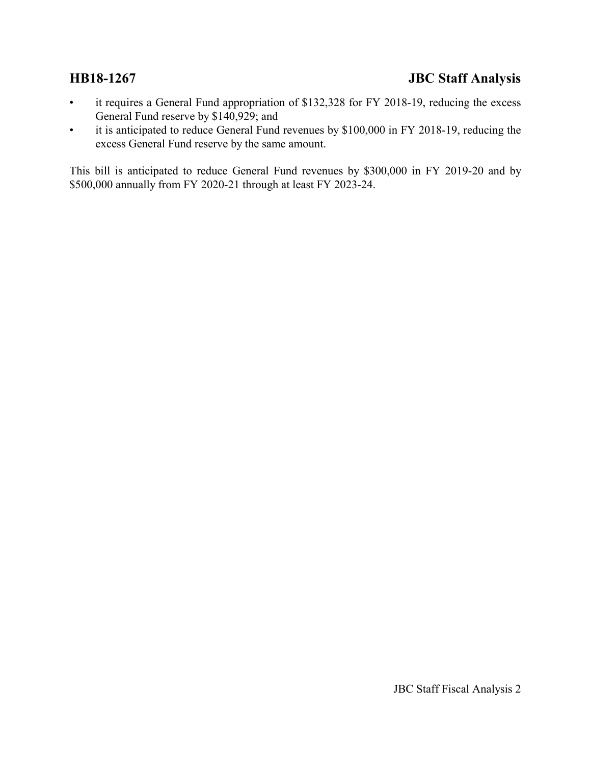- it requires a General Fund appropriation of $132,328 for FY 2018-19, reducing the excess General Fund reserve by $140,929; and
- it is anticipated to reduce General Fund revenues by $100,000 in FY 2018-19, reducing the excess General Fund reserve by the same amount.

This bill is anticipated to reduce General Fund revenues by $300,000 in FY 2019-20 and by $500,000 annually from FY 2020-21 through at least FY 2023-24.